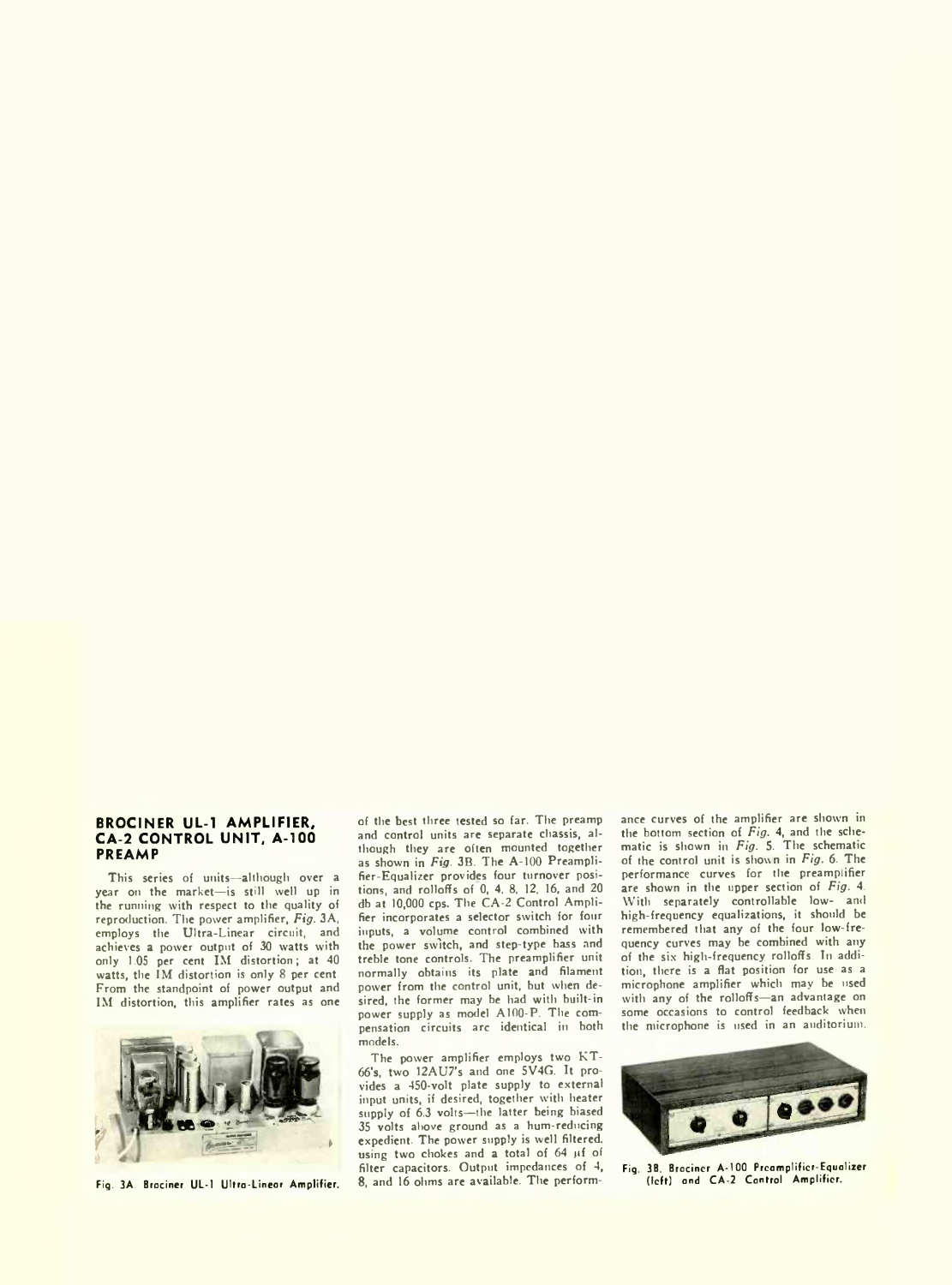## BROCINER UL-1 AMPLIFIER, CA-2 CONTROL UNIT, A-100 PREAMP

This series of units—although over a year on the market—is still well up in the running with respect to the quality of reproduction. The power amplifier, *Fig.* 3A, employs the Ultra-Linear circuit, and achieves a power output of 30 watts with only 1.05 per cent IM distortion; at 40 watts, the IM distortion is only 8 per cent. From the standpoint of power output and IM distortion, this amplifier rates as one of the best three tested so far. The preamp and control units are separate chassis, although they are often mounted together as shown in *Fig.* 3B. The A-100 Preamplifier-Equalizer provides four turnover positions, and rolloffs of 0, 4, 8, 12, 16, and 20 db at 10,000 cps. The CA-2 Control Amplifier incorporates a selector switch for four inputs, a volume control combined with the power switch, and step-type bass and treble tone controls. The preamplifier unit normally obtains its plate and filament power from the control unit, but when desired, the former may be had with built-in power supply as model A100-P. The compensation circuits are identical in both models.

Fig. 3A. Brociner UL-1 Ultra-Linear Amplifier.

The power amplifier employs two KT-66's, two 12AU7's and one 5V4G. It provides a 450-volt plate supply to external input units, if desired, together with heater supply of 6.3 volts—the latter being biased 35 volts above ground as a hum-reducing expedient. The power supply is well filtered, using two chokes and a total of 64 µf of filter capacitors. Output impedances of 4, 8, and 16 ohms are available. The performance curves of the amplifier are shown in the bottom section of *Fig.* 4, and the schematic is shown in *Fig.* 5. The schematic of the control unit is shown in *Fig.* 6. The performance curves for the preamplifier are shown in the upper section of *Fig.* 4. With separately controllable low- and high-frequency equalizations, it should be remembered that any of the four low-frequency curves may be combined with any of the six high-frequency rolloffs. In addition, there is a flat position for use as a microphone amplifier which may be used with any of the rolloffs—an advantage on some occasions to control feedback when the microphone is used in an auditorium.

Fig. 3B. Brociner A-100 Preamplifier-Equalizer (left) and CA-2 Control Amplifier.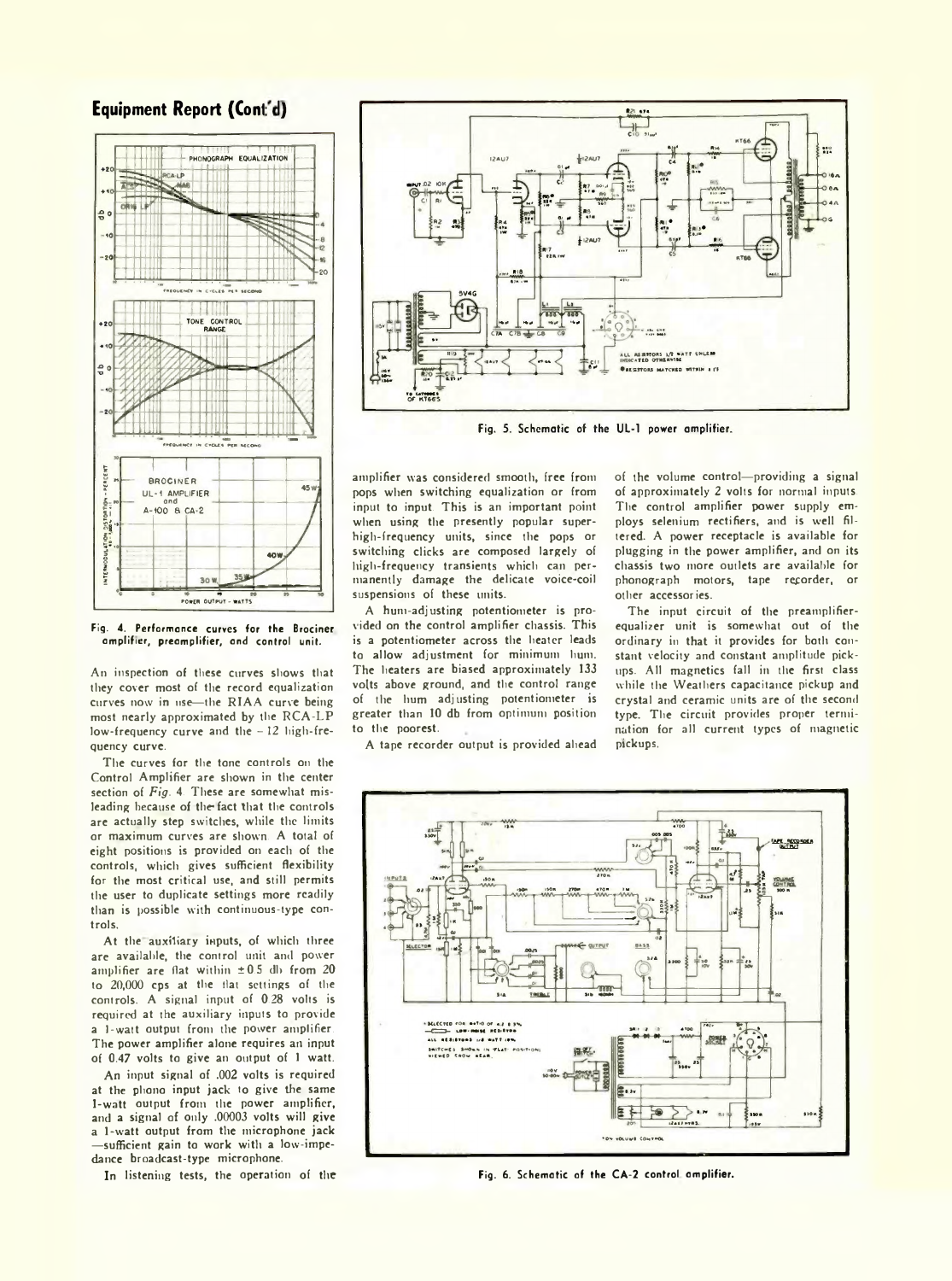## Equipment Report (Cont'd)

Fig. 4. Performance curves for the Brociner amplifier, preamplifier, and control unit.

An inspection of these curves shows that they cover most of the record equalization curves now in use—the RIAA curve being most nearly approximated by the RCA-LP low-frequency curve and the −12 high-frequency curve.

The curves for the tone controls on the Control Amplifier are shown in the center section of *Fig. 4*. These are somewhat misleading because of the fact that the controls are actually step switches, while the limits or maximum curves are shown. A total of eight positions is provided on each of the controls, which gives sufficient flexibility for the most critical use, and still permits the user to duplicate settings more readily than is possible with continuous-type controls.

At the auxiliary inputs, of which three are available, the control unit and power amplifier are flat within ±0.5 db from 20 to 20,000 cps at the flat settings of the controls. A signal input of 0.28 volts is required at the auxiliary inputs to provide a 1-watt output from the power amplifier. The power amplifier alone requires an input of 0.47 volts to give an output of 1 watt.

An input signal of .002 volts is required at the phono input jack to give the same 1-watt output from the power amplifier, and a signal of only .00003 volts will give a 1-watt output from the microphone jack—sufficient gain to work with a low-impedance broadcast-type microphone.

In listening tests, the operation of the amplifier was considered smooth, free from pops when switching equalization or from input to input. This is an important point when using the presently popular super-high-frequency units, since the pops or switching clicks are composed largely of high-frequency transients which can permanently damage the delicate voice-coil suspensions of these units.

A hum-adjusting potentiometer is provided on the control amplifier chassis. This is a potentiometer across the heater leads to allow adjustment for minimum hum. The heaters are biased approximately 133 volts above ground, and the control range of the hum adjusting potentiometer is greater than 10 db from optimum position to the poorest.

A tape recorder output is provided ahead of the volume control—providing a signal of approximately 2 volts for normal inputs. The control amplifier power supply employs selenium rectifiers, and is well filtered. A power receptacle is available for plugging in the power amplifier, and on its chassis two more outlets are available for phonograph motors, tape recorder, or other accessories.

The input circuit of the preamplifier-equalizer unit is somewhat out of the ordinary in that it provides for both constant velocity and constant amplitude pickups. All magnetics fall in the first class while the Weathers capacitance pickup and crystal and ceramic units are of the second type. The circuit provides proper termination for all current types of magnetic pickups.

Fig. 5. Schematic of the UL-1 power amplifier.

Fig. 6. Schematic of the CA-2 control amplifier.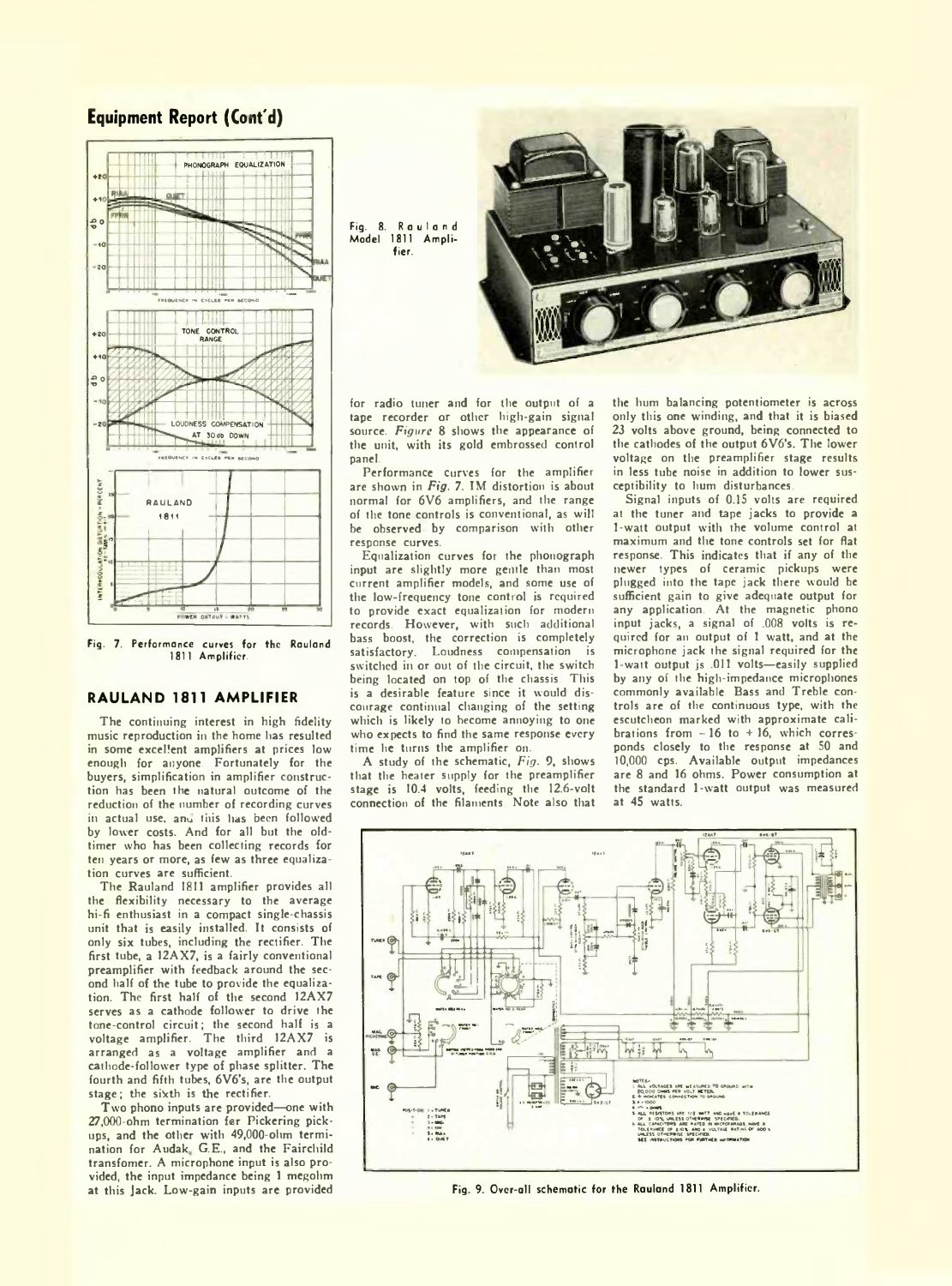## Equipment Report (Cont'd)

PHONOGRAPH EQUALIZATION

+20
+10
db 0
-10
-20

RIAA
QUIET
FFRR
FFRR
RIAA
QUIET

FREQUENCY IN CYCLES PER SECOND

TONE CONTROL RANGE

+20
+10
db 0
-10
-20

LOUDNESS COMPENSATION AT 30 db DOWN

FREQUENCY IN CYCLES PER SECOND

RAULAND 1811

INTERMODULATION DISTORTION - PERCENT

POWER OUTPUT - WATTS

Fig. 7. Performance curves for the Rauland 1811 Amplifier.

Fig. 8. Rauland Model 1811 Amplifier.

### RAULAND 1811 AMPLIFIER

The continuing interest in high fidelity music reproduction in the home has resulted in some excellent amplifiers at prices low enough for anyone. Fortunately for the buyers, simplification in amplifier construction has been the natural outcome of the reduction of the number of recording curves in actual use, and this has been followed by lower costs. And for all but the old-timer who has been collecting records for ten years or more, as few as three equalization curves are sufficient.

The Rauland 1811 amplifier provides all the flexibility necessary to the average hi-fi enthusiast in a compact single-chassis unit that is easily installed. It consists of only six tubes, including the rectifier. The first tube, a 12AX7, is a fairly conventional preamplifier with feedback around the second half of the tube to provide the equalization. The first half of the second 12AX7 serves as a cathode follower to drive the tone-control circuit; the second half is a voltage amplifier. The third 12AX7 is arranged as a voltage amplifier and a cathode-follower type of phase splitter. The fourth and fifth tubes, 6V6's, are the output stage; the sixth is the rectifier.

Two phono inputs are provided—one with 27,000-ohm termination for Pickering pickups, and the other with 49,000-ohm termination for Audak, G.E., and the Fairchild transfomer. A microphone input is also provided, the input impedance being 1 megohm at this Jack. Low-gain inputs are provided for radio tuner and for the output of a tape recorder or other high-gain signal source. *Figure* 8 shows the appearance of the unit, with its gold embrossed control panel.

Performance curves for the amplifier are shown in *Fig.* 7. IM distortion is about normal for 6V6 amplifiers, and the range of the tone controls is conventional, as will be observed by comparison with other response curves.

Equalization curves for the phonograph input are slightly more gentle than most current amplifier models, and some use of the low-frequency tone control is required to provide exact equalization for modern records. However, with such additional bass boost, the correction is completely satisfactory. Loudness compensation is switched in or out of the circuit, the switch being located on top of the chassis. This is a desirable feature since it would discourage continual changing of the setting which is likely to become annoying to one who expects to find the same response every time he turns the amplifier on.

A study of the schematic, *Fig.* 9, shows that the heater supply for the preamplifier stage is 10.4 volts, feeding the 12.6-volt connection of the filaments. Note also that the hum balancing potentiometer is across only this one winding, and that it is biased 23 volts above ground, being connected to the cathodes of the output 6V6's. The lower voltage on the preamplifier stage results in less tube noise in addition to lower susceptibility to hum disturbances.

Signal inputs of 0.15 volts are required at the tuner and tape jacks to provide a 1-watt output with the volume control at maximum and the tone controls set for flat response. This indicates that if any of the newer types of ceramic pickups were plugged into the tape jack there would be sufficient gain to give adequate output for any application. At the magnetic phono input jacks, a signal of .008 volts is required for an output of 1 watt, and at the microphone jack the signal required for the 1-watt output is .011 volts—easily supplied by any of the high-impedance microphones commonly available. Bass and Treble controls are of the continuous type, with the escutcheon marked with approximate calibrations from −16 to +16, which corresponds closely to the response at 50 and 10,000 cps. Available output impedances are 8 and 16 ohms. Power consumption at the standard 1-watt output was measured at 45 watts.

Fig. 9. Over-all schematic for the Rauland 1811 Amplifier.